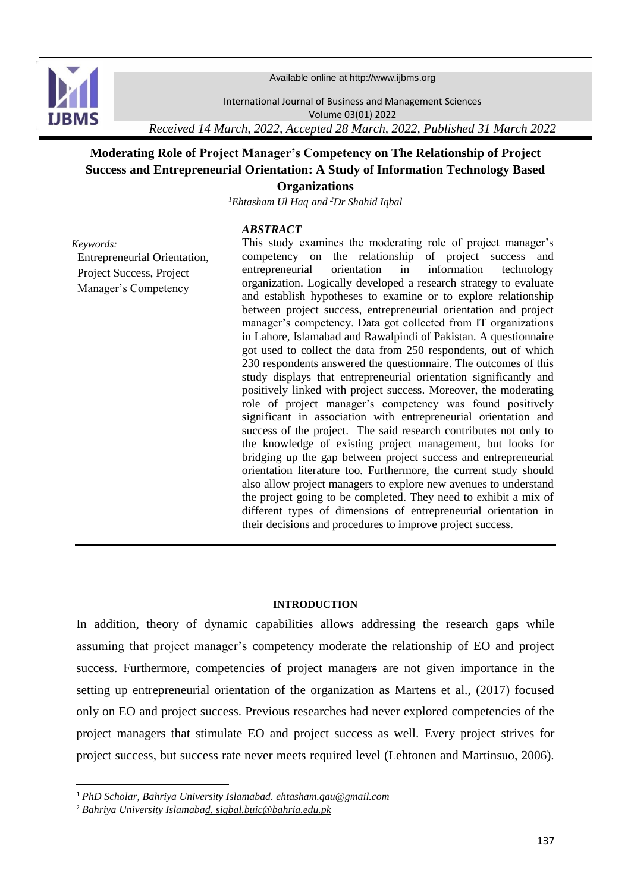Received 14 March, 2022, Accepted 28 March, 2022, Published 31 March 2022

# Moderating Role of Project Manager's Competency on The Relationship of Project Success and Entrepreneurial Orientation: A Study of Information Technology Based Organizations

*[1]Ehtasham Ul Haq and [2]Dr Shahid Iqbal*

*Keywords:*
Entrepreneurial Orientation, Project Success, Project Manager's Competency

***ABSTRACT***

This study examines the moderating role of project manager's competency on the relationship of project success and entrepreneurial orientation in information technology organization. Logically developed a research strategy to evaluate and establish hypotheses to examine or to explore relationship between project success, entrepreneurial orientation and project manager's competency. Data got collected from IT organizations in Lahore, Islamabad and Rawalpindi of Pakistan. A questionnaire got used to collect the data from 250 respondents, out of which 230 respondents answered the questionnaire. The outcomes of this study displays that entrepreneurial orientation significantly and positively linked with project success. Moreover, the moderating role of project manager's competency was found positively significant in association with entrepreneurial orientation and success of the project. The said research contributes not only to the knowledge of existing project management, but looks for bridging up the gap between project success and entrepreneurial orientation literature too. Furthermore, the current study should also allow project managers to explore new avenues to understand the project going to be completed. They need to exhibit a mix of different types of dimensions of entrepreneurial orientation in their decisions and procedures to improve project success.

## INTRODUCTION

In addition, theory of dynamic capabilities allows addressing the research gaps while assuming that project manager's competency moderate the relationship of EO and project success. Furthermore, competencies of project managers are not given importance in the setting up entrepreneurial orientation of the organization as Martens et al., (2017) focused only on EO and project success. Previous researches had never explored competencies of the project managers that stimulate EO and project success as well. Every project strives for project success, but success rate never meets required level (Lehtonen and Martinsuo, 2006).

---

[1] *PhD Scholar, Bahriya University Islamabad. ehtasham.qau@gmail.com*

[2] *Bahriya University Islamabad, siqbal.buic@bahria.edu.pk*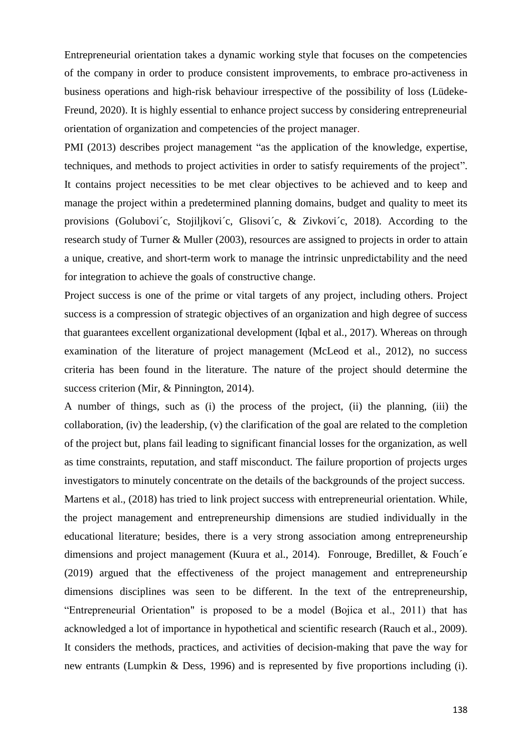Entrepreneurial orientation takes a dynamic working style that focuses on the competencies of the company in order to produce consistent improvements, to embrace pro-activeness in business operations and high-risk behaviour irrespective of the possibility of loss (Lüdeke-Freund, 2020). It is highly essential to enhance project success by considering entrepreneurial orientation of organization and competencies of the project manager.

PMI (2013) describes project management "as the application of the knowledge, expertise, techniques, and methods to project activities in order to satisfy requirements of the project". It contains project necessities to be met clear objectives to be achieved and to keep and manage the project within a predetermined planning domains, budget and quality to meet its provisions (Golubovi´c, Stojiljkovi´c, Glisovi´c, & Zivkovi´c, 2018). According to the research study of Turner & Muller (2003), resources are assigned to projects in order to attain a unique, creative, and short-term work to manage the intrinsic unpredictability and the need for integration to achieve the goals of constructive change.

Project success is one of the prime or vital targets of any project, including others. Project success is a compression of strategic objectives of an organization and high degree of success that guarantees excellent organizational development (Iqbal et al., 2017). Whereas on through examination of the literature of project management (McLeod et al., 2012), no success criteria has been found in the literature. The nature of the project should determine the success criterion (Mir, & Pinnington, 2014).

A number of things, such as (i) the process of the project, (ii) the planning, (iii) the collaboration, (iv) the leadership, (v) the clarification of the goal are related to the completion of the project but, plans fail leading to significant financial losses for the organization, as well as time constraints, reputation, and staff misconduct. The failure proportion of projects urges investigators to minutely concentrate on the details of the backgrounds of the project success.

Martens et al., (2018) has tried to link project success with entrepreneurial orientation. While, the project management and entrepreneurship dimensions are studied individually in the educational literature; besides, there is a very strong association among entrepreneurship dimensions and project management (Kuura et al., 2014). Fonrouge, Bredillet, & Fouch´e (2019) argued that the effectiveness of the project management and entrepreneurship dimensions disciplines was seen to be different. In the text of the entrepreneurship, "Entrepreneurial Orientation" is proposed to be a model (Bojica et al., 2011) that has acknowledged a lot of importance in hypothetical and scientific research (Rauch et al., 2009). It considers the methods, practices, and activities of decision-making that pave the way for new entrants (Lumpkin & Dess, 1996) and is represented by five proportions including (i).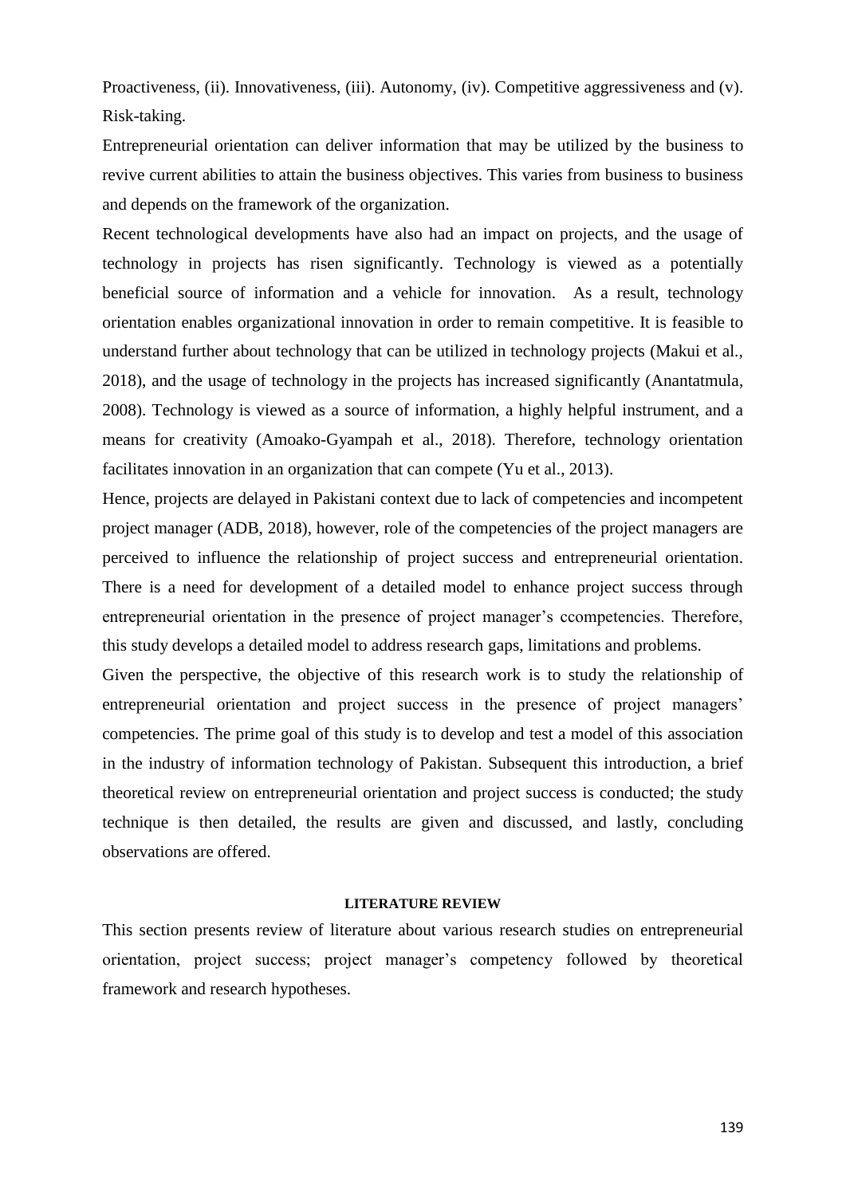Proactiveness, (ii). Innovativeness, (iii). Autonomy, (iv). Competitive aggressiveness and (v). Risk-taking.

Entrepreneurial orientation can deliver information that may be utilized by the business to revive current abilities to attain the business objectives. This varies from business to business and depends on the framework of the organization.

Recent technological developments have also had an impact on projects, and the usage of technology in projects has risen significantly. Technology is viewed as a potentially beneficial source of information and a vehicle for innovation. As a result, technology orientation enables organizational innovation in order to remain competitive. It is feasible to understand further about technology that can be utilized in technology projects (Makui et al., 2018), and the usage of technology in the projects has increased significantly (Anantatmula, 2008). Technology is viewed as a source of information, a highly helpful instrument, and a means for creativity (Amoako-Gyampah et al., 2018). Therefore, technology orientation facilitates innovation in an organization that can compete (Yu et al., 2013).

Hence, projects are delayed in Pakistani context due to lack of competencies and incompetent project manager (ADB, 2018), however, role of the competencies of the project managers are perceived to influence the relationship of project success and entrepreneurial orientation. There is a need for development of a detailed model to enhance project success through entrepreneurial orientation in the presence of project manager's ccompetencies. Therefore, this study develops a detailed model to address research gaps, limitations and problems.

Given the perspective, the objective of this research work is to study the relationship of entrepreneurial orientation and project success in the presence of project managers' competencies. The prime goal of this study is to develop and test a model of this association in the industry of information technology of Pakistan. Subsequent this introduction, a brief theoretical review on entrepreneurial orientation and project success is conducted; the study technique is then detailed, the results are given and discussed, and lastly, concluding observations are offered.

## LITERATURE REVIEW

This section presents review of literature about various research studies on entrepreneurial orientation, project success; project manager's competency followed by theoretical framework and research hypotheses.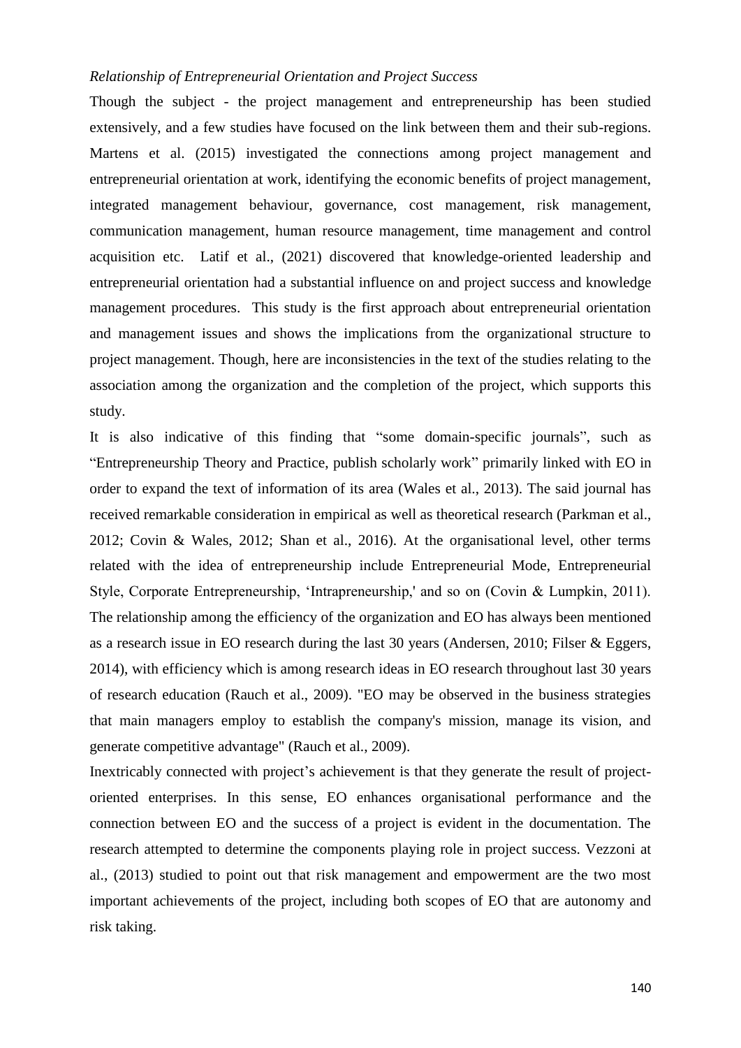*Relationship of Entrepreneurial Orientation and Project Success*

Though the subject - the project management and entrepreneurship has been studied extensively, and a few studies have focused on the link between them and their sub-regions. Martens et al. (2015) investigated the connections among project management and entrepreneurial orientation at work, identifying the economic benefits of project management, integrated management behaviour, governance, cost management, risk management, communication management, human resource management, time management and control acquisition etc. Latif et al., (2021) discovered that knowledge-oriented leadership and entrepreneurial orientation had a substantial influence on and project success and knowledge management procedures. This study is the first approach about entrepreneurial orientation and management issues and shows the implications from the organizational structure to project management. Though, here are inconsistencies in the text of the studies relating to the association among the organization and the completion of the project, which supports this study.

It is also indicative of this finding that "some domain-specific journals", such as "Entrepreneurship Theory and Practice, publish scholarly work" primarily linked with EO in order to expand the text of information of its area (Wales et al., 2013). The said journal has received remarkable consideration in empirical as well as theoretical research (Parkman et al., 2012; Covin & Wales, 2012; Shan et al., 2016). At the organisational level, other terms related with the idea of entrepreneurship include Entrepreneurial Mode, Entrepreneurial Style, Corporate Entrepreneurship, 'Intrapreneurship,' and so on (Covin & Lumpkin, 2011). The relationship among the efficiency of the organization and EO has always been mentioned as a research issue in EO research during the last 30 years (Andersen, 2010; Filser & Eggers, 2014), with efficiency which is among research ideas in EO research throughout last 30 years of research education (Rauch et al., 2009). "EO may be observed in the business strategies that main managers employ to establish the company's mission, manage its vision, and generate competitive advantage" (Rauch et al., 2009).

Inextricably connected with project's achievement is that they generate the result of project-oriented enterprises. In this sense, EO enhances organisational performance and the connection between EO and the success of a project is evident in the documentation. The research attempted to determine the components playing role in project success. Vezzoni at al., (2013) studied to point out that risk management and empowerment are the two most important achievements of the project, including both scopes of EO that are autonomy and risk taking.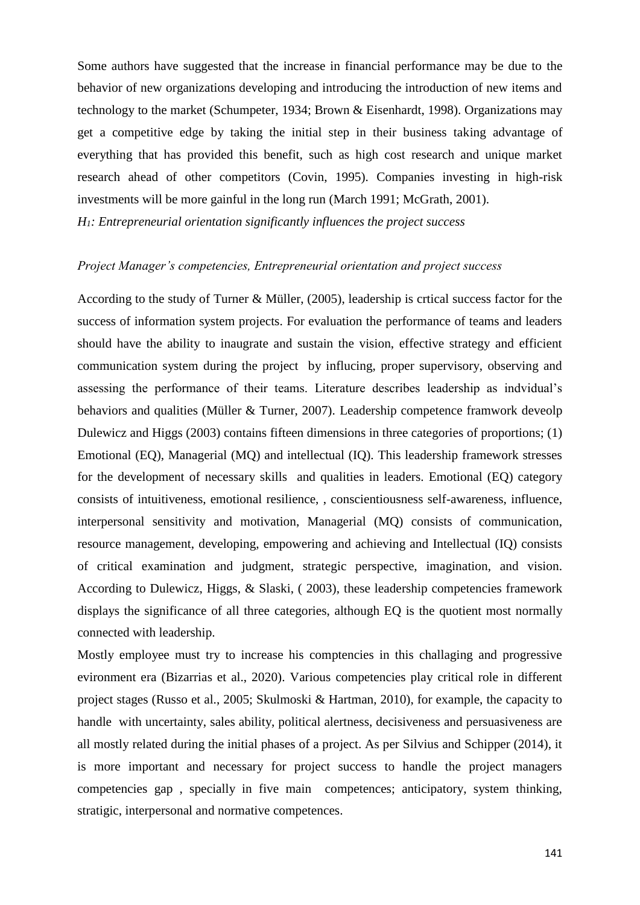Some authors have suggested that the increase in financial performance may be due to the behavior of new organizations developing and introducing the introduction of new items and technology to the market (Schumpeter, 1934; Brown & Eisenhardt, 1998). Organizations may get a competitive edge by taking the initial step in their business taking advantage of everything that has provided this benefit, such as high cost research and unique market research ahead of other competitors (Covin, 1995). Companies investing in high-risk investments will be more gainful in the long run (March 1991; McGrath, 2001).

*$H_1$: Entrepreneurial orientation significantly influences the project success*

### *Project Manager's competencies, Entrepreneurial orientation and project success*

According to the study of Turner & Müller, (2005), leadership is crtical success factor for the success of information system projects. For evaluation the performance of teams and leaders should have the ability to inaugrate and sustain the vision, effective strategy and efficient communication system during the project by influcing, proper supervisory, observing and assessing the performance of their teams. Literature describes leadership as indvidual's behaviors and qualities (Müller & Turner, 2007). Leadership competence framwork deveolp Dulewicz and Higgs (2003) contains fifteen dimensions in three categories of proportions; (1) Emotional (EQ), Managerial (MQ) and intellectual (IQ). This leadership framework stresses for the development of necessary skills and qualities in leaders. Emotional (EQ) category consists of intuitiveness, emotional resilience, , conscientiousness self-awareness, influence, interpersonal sensitivity and motivation, Managerial (MQ) consists of communication, resource management, developing, empowering and achieving and Intellectual (IQ) consists of critical examination and judgment, strategic perspective, imagination, and vision. According to Dulewicz, Higgs, & Slaski, ( 2003), these leadership competencies framework displays the significance of all three categories, although EQ is the quotient most normally connected with leadership.

Mostly employee must try to increase his comptencies in this challaging and progressive evironment era (Bizarrias et al., 2020). Various competencies play critical role in different project stages (Russo et al., 2005; Skulmoski & Hartman, 2010), for example, the capacity to handle with uncertainty, sales ability, political alertness, decisiveness and persuasiveness are all mostly related during the initial phases of a project. As per Silvius and Schipper (2014), it is more important and necessary for project success to handle the project managers competencies gap , specially in five main competences; anticipatory, system thinking, stratigic, interpersonal and normative competences.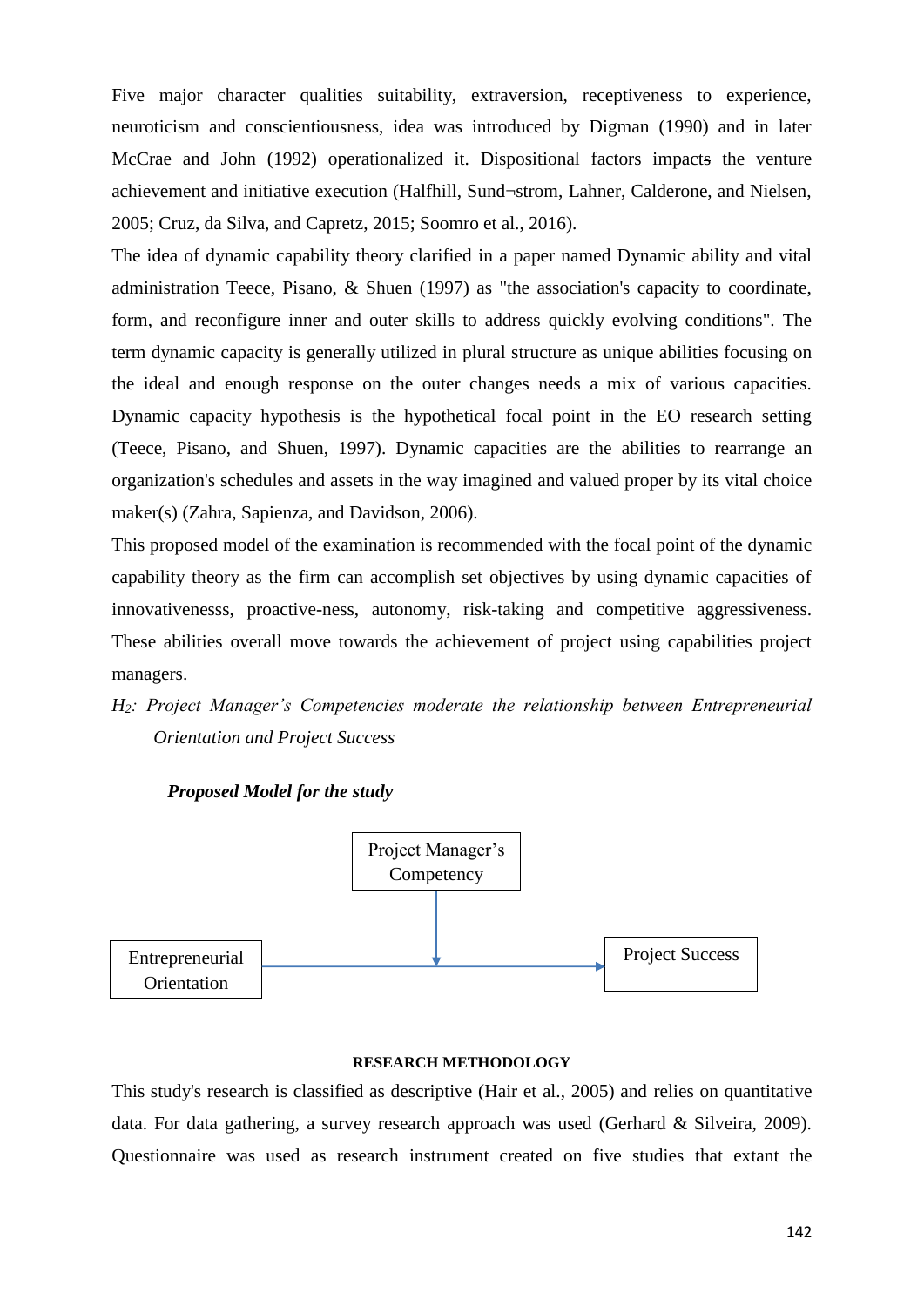Five major character qualities suitability, extraversion, receptiveness to experience, neuroticism and conscientiousness, idea was introduced by Digman (1990) and in later McCrae and John (1992) operationalized it. Dispositional factors impacts the venture achievement and initiative execution (Halfhill, Sund¬strom, Lahner, Calderone, and Nielsen, 2005; Cruz, da Silva, and Capretz, 2015; Soomro et al., 2016).

The idea of dynamic capability theory clarified in a paper named Dynamic ability and vital administration Teece, Pisano, & Shuen (1997) as "the association's capacity to coordinate, form, and reconfigure inner and outer skills to address quickly evolving conditions". The term dynamic capacity is generally utilized in plural structure as unique abilities focusing on the ideal and enough response on the outer changes needs a mix of various capacities. Dynamic capacity hypothesis is the hypothetical focal point in the EO research setting (Teece, Pisano, and Shuen, 1997). Dynamic capacities are the abilities to rearrange an organization's schedules and assets in the way imagined and valued proper by its vital choice maker(s) (Zahra, Sapienza, and Davidson, 2006).

This proposed model of the examination is recommended with the focal point of the dynamic capability theory as the firm can accomplish set objectives by using dynamic capacities of innovativenesss, proactive-ness, autonomy, risk-taking and competitive aggressiveness. These abilities overall move towards the achievement of project using capabilities project managers.

*$H_2$: Project Manager's Competencies moderate the relationship between Entrepreneurial Orientation and Project Success*

***Proposed Model for the study***

Project Manager's Competency

Entrepreneurial Orientation

Project Success

## RESEARCH METHODOLOGY

This study's research is classified as descriptive (Hair et al., 2005) and relies on quantitative data. For data gathering, a survey research approach was used (Gerhard & Silveira, 2009). Questionnaire was used as research instrument created on five studies that extant the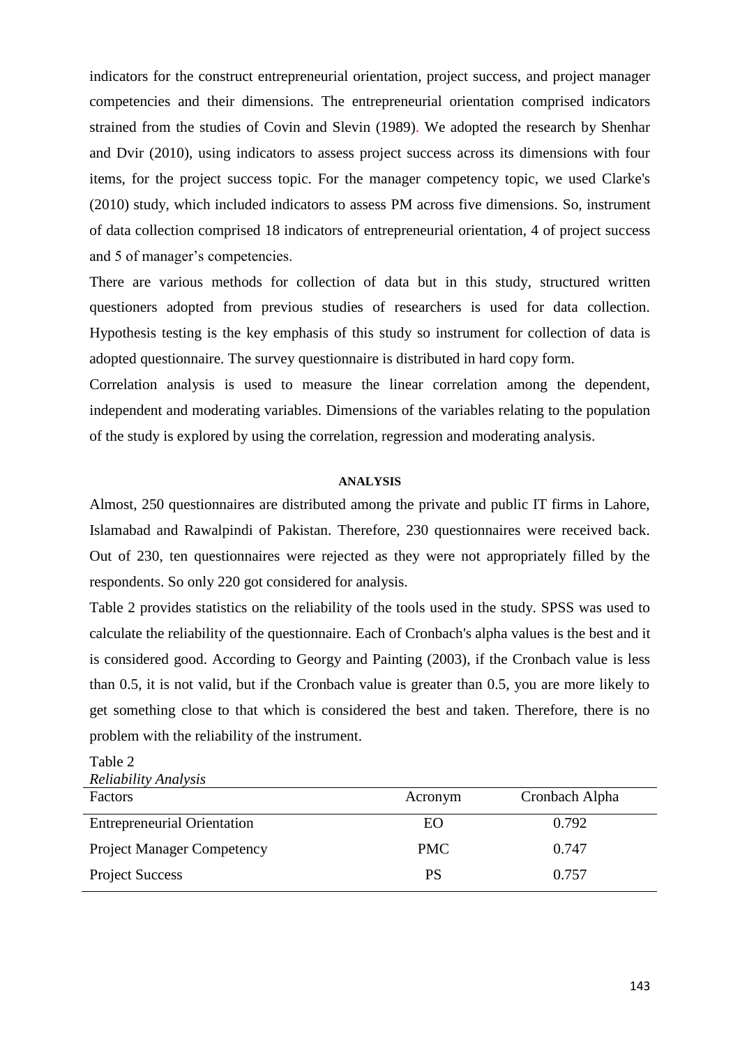indicators for the construct entrepreneurial orientation, project success, and project manager competencies and their dimensions. The entrepreneurial orientation comprised indicators strained from the studies of Covin and Slevin (1989). We adopted the research by Shenhar and Dvir (2010), using indicators to assess project success across its dimensions with four items, for the project success topic. For the manager competency topic, we used Clarke's (2010) study, which included indicators to assess PM across five dimensions. So, instrument of data collection comprised 18 indicators of entrepreneurial orientation, 4 of project success and 5 of manager's competencies.

There are various methods for collection of data but in this study, structured written questioners adopted from previous studies of researchers is used for data collection. Hypothesis testing is the key emphasis of this study so instrument for collection of data is adopted questionnaire. The survey questionnaire is distributed in hard copy form.

Correlation analysis is used to measure the linear correlation among the dependent, independent and moderating variables. Dimensions of the variables relating to the population of the study is explored by using the correlation, regression and moderating analysis.

## ANALYSIS

Almost, 250 questionnaires are distributed among the private and public IT firms in Lahore, Islamabad and Rawalpindi of Pakistan. Therefore, 230 questionnaires were received back. Out of 230, ten questionnaires were rejected as they were not appropriately filled by the respondents. So only 220 got considered for analysis.

Table 2 provides statistics on the reliability of the tools used in the study. SPSS was used to calculate the reliability of the questionnaire. Each of Cronbach's alpha values is the best and it is considered good. According to Georgy and Painting (2003), if the Cronbach value is less than 0.5, it is not valid, but if the Cronbach value is greater than 0.5, you are more likely to get something close to that which is considered the best and taken. Therefore, there is no problem with the reliability of the instrument.

Table 2
*Reliability Analysis*

| Factors | Acronym | Cronbach Alpha |
|---|---|---|
| Entrepreneurial Orientation | EO | 0.792 |
| Project Manager Competency | PMC | 0.747 |
| Project Success | PS | 0.757 |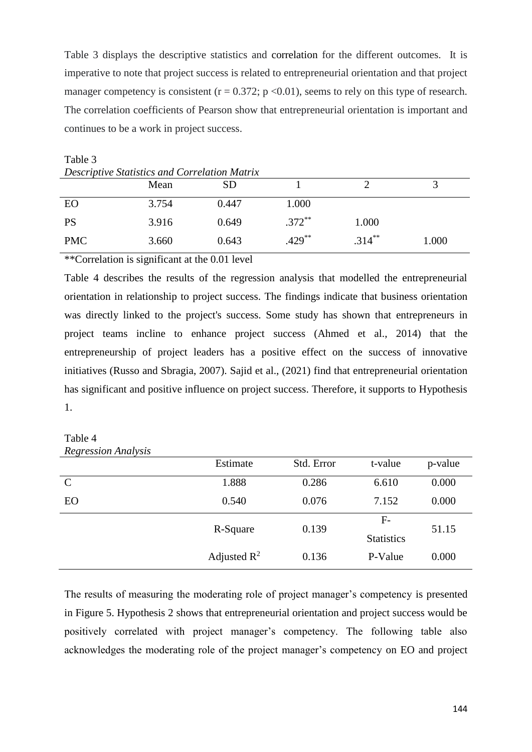Table 3 displays the descriptive statistics and correlation for the different outcomes. It is imperative to note that project success is related to entrepreneurial orientation and that project manager competency is consistent ($r = 0.372$; $p < 0.01$), seems to rely on this type of research. The correlation coefficients of Pearson show that entrepreneurial orientation is important and continues to be a work in project success.

Table 3

*Descriptive Statistics and Correlation Matrix*

| | Mean | SD | 1 | 2 | 3 |
|---|---|---|---|---|---|
| EO | 3.754 | 0.447 | 1.000 | | |
| PS | 3.916 | 0.649 | .372** | 1.000 | |
| PMC | 3.660 | 0.643 | .429** | .314** | 1.000 |

**Correlation is significant at the 0.01 level

Table 4 describes the results of the regression analysis that modelled the entrepreneurial orientation in relationship to project success. The findings indicate that business orientation was directly linked to the project's success. Some study has shown that entrepreneurs in project teams incline to enhance project success (Ahmed et al., 2014) that the entrepreneurship of project leaders has a positive effect on the success of innovative initiatives (Russo and Sbragia, 2007). Sajid et al., (2021) find that entrepreneurial orientation has significant and positive influence on project success. Therefore, it supports to Hypothesis 1.

Table 4

*Regression Analysis*

| | Estimate | Std. Error | t-value | p-value |
|---|---|---|---|---|
| C | 1.888 | 0.286 | 6.610 | 0.000 |
| EO | 0.540 | 0.076 | 7.152 | 0.000 |
| | R-Square | 0.139 | F-Statistics | 51.15 |
| | Adjusted $R^2$ | 0.136 | P-Value | 0.000 |

The results of measuring the moderating role of project manager's competency is presented in Figure 5. Hypothesis 2 shows that entrepreneurial orientation and project success would be positively correlated with project manager's competency. The following table also acknowledges the moderating role of the project manager's competency on EO and project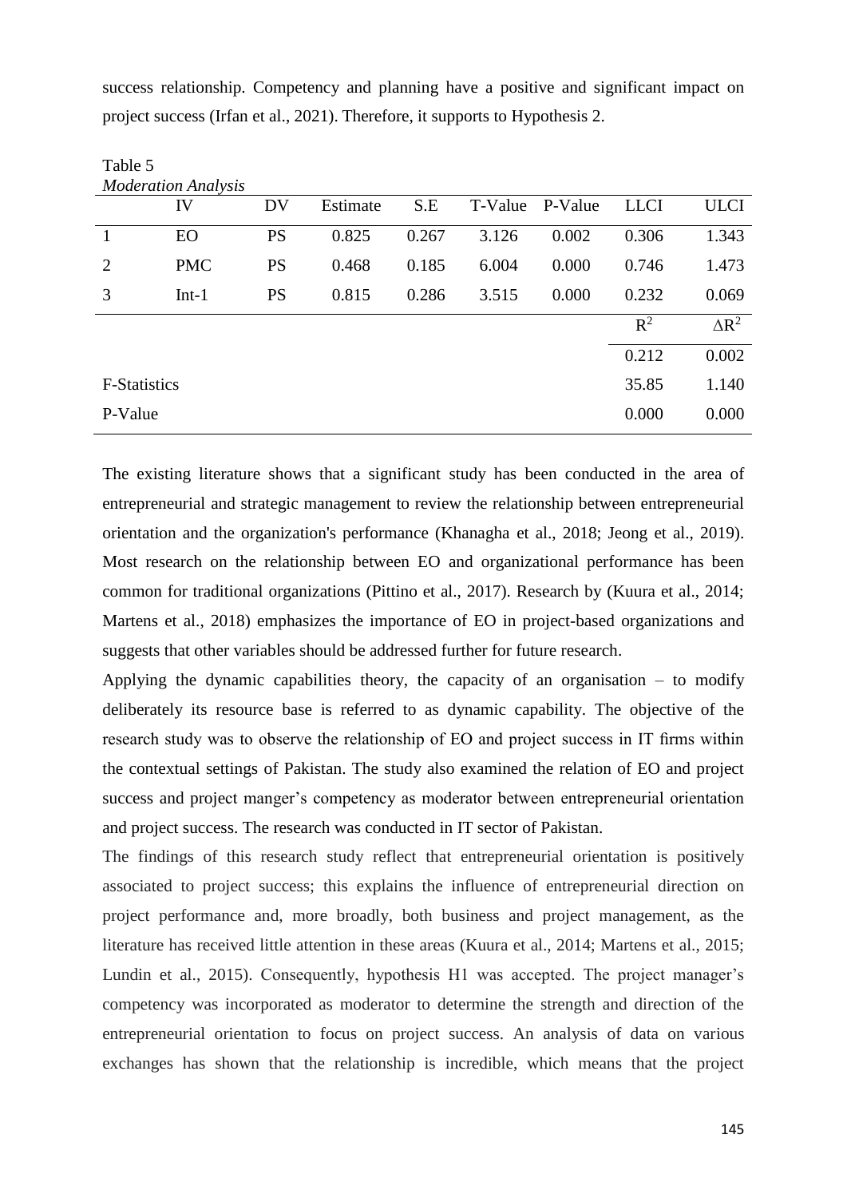success relationship. Competency and planning have a positive and significant impact on project success (Irfan et al., 2021). Therefore, it supports to Hypothesis 2.

Table 5
*Moderation Analysis*

| | IV | DV | Estimate | S.E | T-Value | P-Value | LLCI | ULCI |
|---|---|---|---|---|---|---|---|---|
| 1 | EO | PS | 0.825 | 0.267 | 3.126 | 0.002 | 0.306 | 1.343 |
| 2 | PMC | PS | 0.468 | 0.185 | 6.004 | 0.000 | 0.746 | 1.473 |
| 3 | Int-1 | PS | 0.815 | 0.286 | 3.515 | 0.000 | 0.232 | 0.069 |
| | | | | | | | $R^2$ | $\Delta R^2$ |
| | | | | | | | 0.212 | 0.002 |
| F-Statistics | | | | | | | 35.85 | 1.140 |
| P-Value | | | | | | | 0.000 | 0.000 |

The existing literature shows that a significant study has been conducted in the area of entrepreneurial and strategic management to review the relationship between entrepreneurial orientation and the organization's performance (Khanagha et al., 2018; Jeong et al., 2019). Most research on the relationship between EO and organizational performance has been common for traditional organizations (Pittino et al., 2017). Research by (Kuura et al., 2014; Martens et al., 2018) emphasizes the importance of EO in project-based organizations and suggests that other variables should be addressed further for future research.

Applying the dynamic capabilities theory, the capacity of an organisation – to modify deliberately its resource base is referred to as dynamic capability. The objective of the research study was to observe the relationship of EO and project success in IT firms within the contextual settings of Pakistan. The study also examined the relation of EO and project success and project manger's competency as moderator between entrepreneurial orientation and project success. The research was conducted in IT sector of Pakistan.

The findings of this research study reflect that entrepreneurial orientation is positively associated to project success; this explains the influence of entrepreneurial direction on project performance and, more broadly, both business and project management, as the literature has received little attention in these areas (Kuura et al., 2014; Martens et al., 2015; Lundin et al., 2015). Consequently, hypothesis H1 was accepted. The project manager's competency was incorporated as moderator to determine the strength and direction of the entrepreneurial orientation to focus on project success. An analysis of data on various exchanges has shown that the relationship is incredible, which means that the project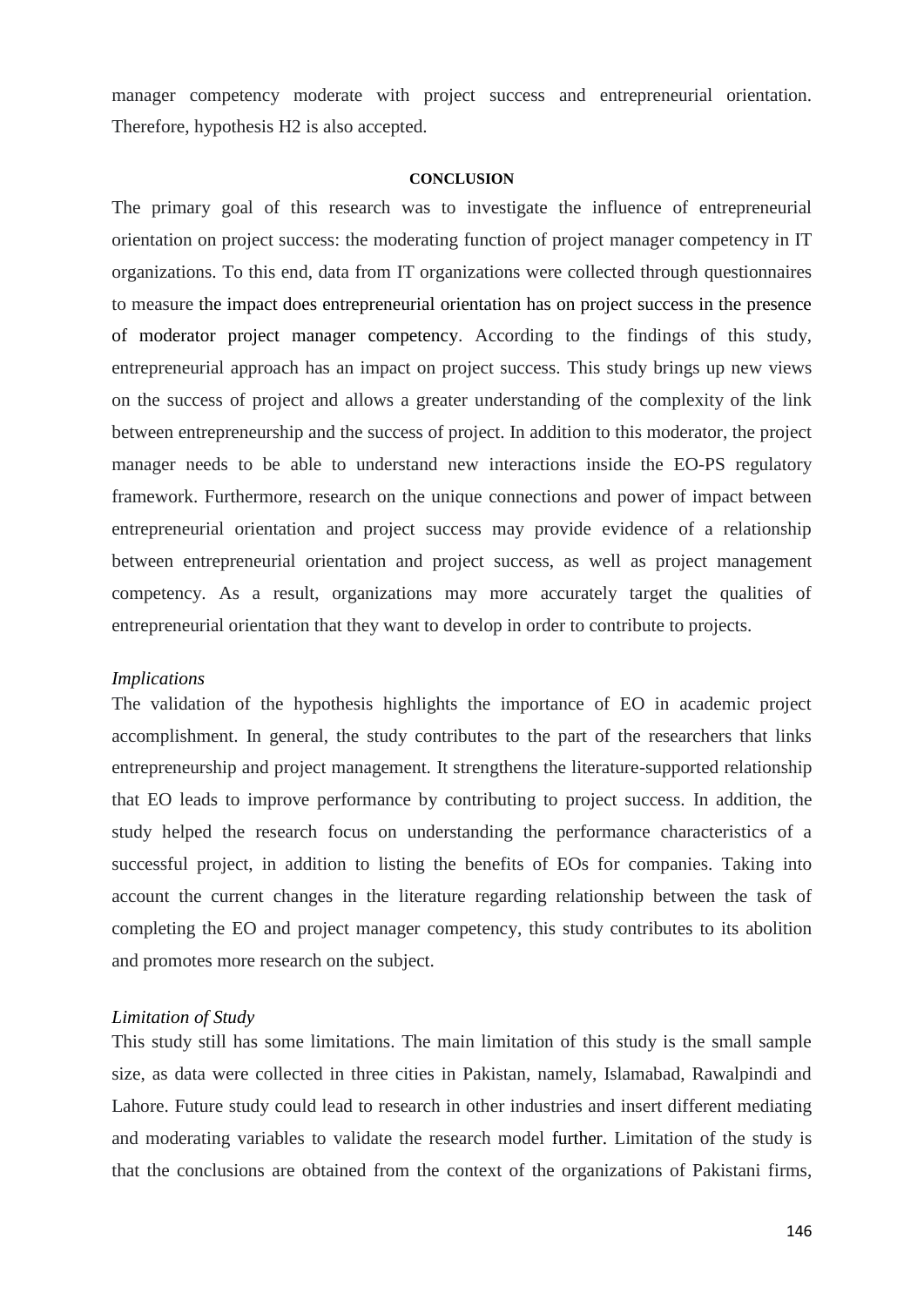manager competency moderate with project success and entrepreneurial orientation. Therefore, hypothesis H2 is also accepted.

## CONCLUSION

The primary goal of this research was to investigate the influence of entrepreneurial orientation on project success: the moderating function of project manager competency in IT organizations. To this end, data from IT organizations were collected through questionnaires to measure the impact does entrepreneurial orientation has on project success in the presence of moderator project manager competency. According to the findings of this study, entrepreneurial approach has an impact on project success. This study brings up new views on the success of project and allows a greater understanding of the complexity of the link between entrepreneurship and the success of project. In addition to this moderator, the project manager needs to be able to understand new interactions inside the EO-PS regulatory framework. Furthermore, research on the unique connections and power of impact between entrepreneurial orientation and project success may provide evidence of a relationship between entrepreneurial orientation and project success, as well as project management competency. As a result, organizations may more accurately target the qualities of entrepreneurial orientation that they want to develop in order to contribute to projects.

### *Implications*

The validation of the hypothesis highlights the importance of EO in academic project accomplishment. In general, the study contributes to the part of the researchers that links entrepreneurship and project management. It strengthens the literature-supported relationship that EO leads to improve performance by contributing to project success. In addition, the study helped the research focus on understanding the performance characteristics of a successful project, in addition to listing the benefits of EOs for companies. Taking into account the current changes in the literature regarding relationship between the task of completing the EO and project manager competency, this study contributes to its abolition and promotes more research on the subject.

### *Limitation of Study*

This study still has some limitations. The main limitation of this study is the small sample size, as data were collected in three cities in Pakistan, namely, Islamabad, Rawalpindi and Lahore. Future study could lead to research in other industries and insert different mediating and moderating variables to validate the research model further. Limitation of the study is that the conclusions are obtained from the context of the organizations of Pakistani firms,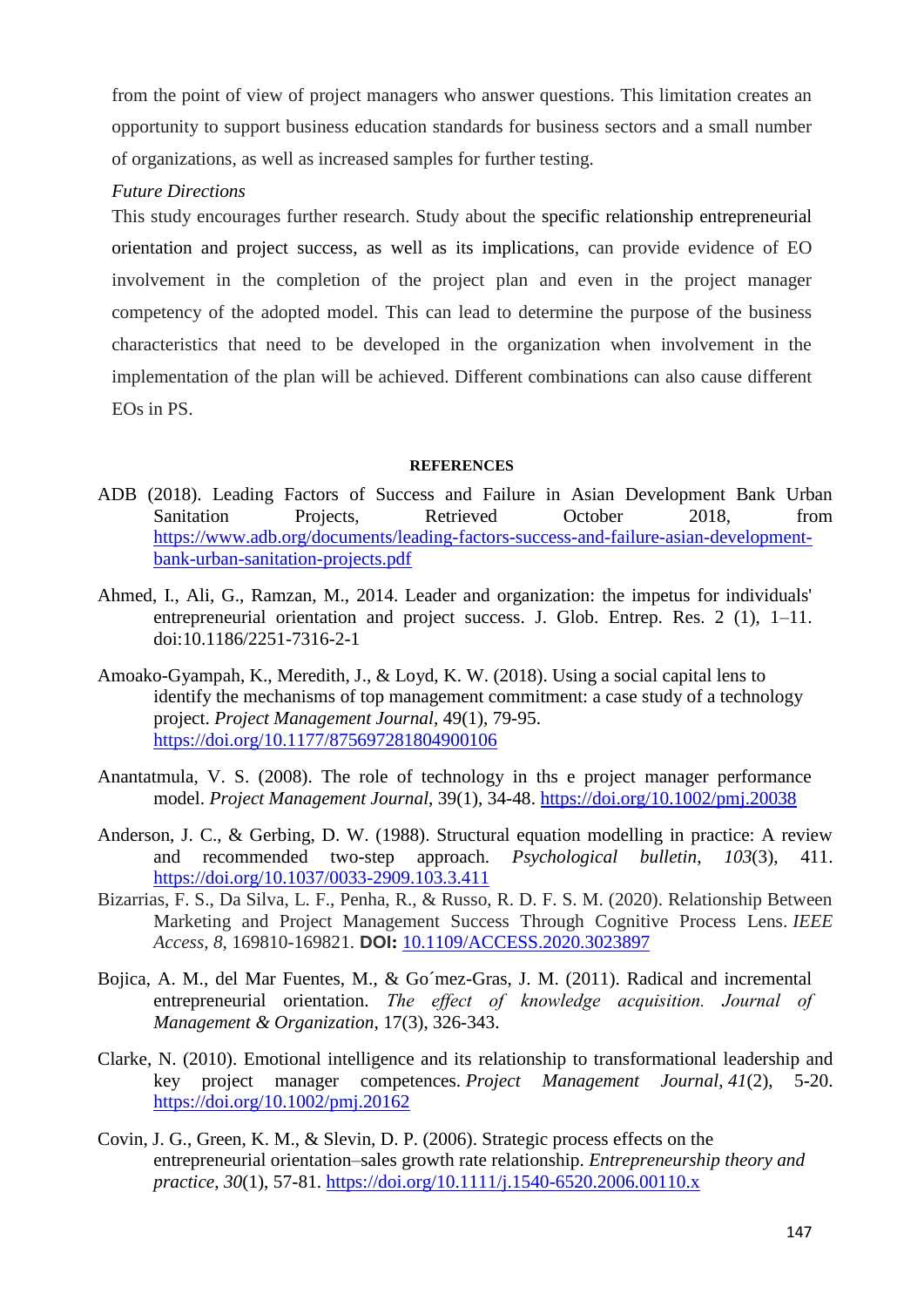from the point of view of project managers who answer questions. This limitation creates an opportunity to support business education standards for business sectors and a small number of organizations, as well as increased samples for further testing.

*Future Directions*

This study encourages further research. Study about the specific relationship entrepreneurial orientation and project success, as well as its implications, can provide evidence of EO involvement in the completion of the project plan and even in the project manager competency of the adopted model. This can lead to determine the purpose of the business characteristics that need to be developed in the organization when involvement in the implementation of the plan will be achieved. Different combinations can also cause different EOs in PS.

**REFERENCES**

ADB (2018). Leading Factors of Success and Failure in Asian Development Bank Urban Sanitation Projects, Retrieved October 2018, from https://www.adb.org/documents/leading-factors-success-and-failure-asian-development-bank-urban-sanitation-projects.pdf

Ahmed, I., Ali, G., Ramzan, M., 2014. Leader and organization: the impetus for individuals' entrepreneurial orientation and project success. J. Glob. Entrep. Res. 2 (1), 1–11. doi:10.1186/2251-7316-2-1

Amoako-Gyampah, K., Meredith, J., & Loyd, K. W. (2018). Using a social capital lens to identify the mechanisms of top management commitment: a case study of a technology project. *Project Management Journal*, 49(1), 79-95. https://doi.org/10.1177/875697281804900106

Anantatmula, V. S. (2008). The role of technology in ths e project manager performance model. *Project Management Journal*, 39(1), 34-48. https://doi.org/10.1002/pmj.20038

Anderson, J. C., & Gerbing, D. W. (1988). Structural equation modelling in practice: A review and recommended two-step approach. *Psychological bulletin*, *103*(3), 411. https://doi.org/10.1037/0033-2909.103.3.411

Bizarrias, F. S., Da Silva, L. F., Penha, R., & Russo, R. D. F. S. M. (2020). Relationship Between Marketing and Project Management Success Through Cognitive Process Lens. *IEEE Access*, *8*, 169810-169821. **DOI:** 10.1109/ACCESS.2020.3023897

Bojica, A. M., del Mar Fuentes, M., & Go´mez-Gras, J. M. (2011). Radical and incremental entrepreneurial orientation. *The effect of knowledge acquisition. Journal of Management & Organization*, 17(3), 326-343.

Clarke, N. (2010). Emotional intelligence and its relationship to transformational leadership and key project manager competences. *Project Management Journal*, *41*(2), 5-20. https://doi.org/10.1002/pmj.20162

Covin, J. G., Green, K. M., & Slevin, D. P. (2006). Strategic process effects on the entrepreneurial orientation–sales growth rate relationship. *Entrepreneurship theory and practice*, *30*(1), 57-81. https://doi.org/10.1111/j.1540-6520.2006.00110.x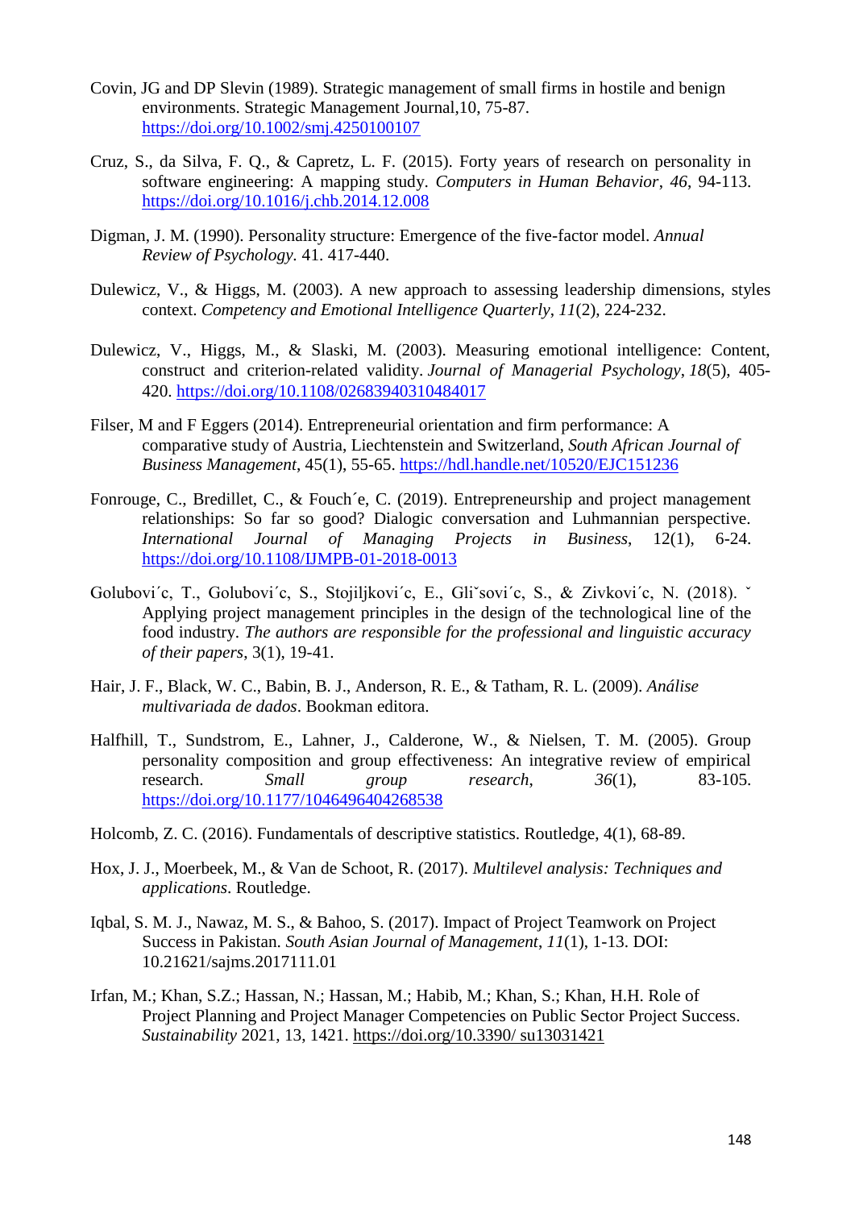Covin, JG and DP Slevin (1989). Strategic management of small firms in hostile and benign environments. Strategic Management Journal,10, 75-87. https://doi.org/10.1002/smj.4250100107

Cruz, S., da Silva, F. Q., & Capretz, L. F. (2015). Forty years of research on personality in software engineering: A mapping study. *Computers in Human Behavior*, *46*, 94-113. https://doi.org/10.1016/j.chb.2014.12.008

Digman, J. M. (1990). Personality structure: Emergence of the five-factor model. *Annual Review of Psychology*. 41. 417-440.

Dulewicz, V., & Higgs, M. (2003). A new approach to assessing leadership dimensions, styles context. *Competency and Emotional Intelligence Quarterly*, *11*(2), 224-232.

Dulewicz, V., Higgs, M., & Slaski, M. (2003). Measuring emotional intelligence: Content, construct and criterion-related validity. *Journal of Managerial Psychology*, *18*(5), 405-420. https://doi.org/10.1108/02683940310484017

Filser, M and F Eggers (2014). Entrepreneurial orientation and firm performance: A comparative study of Austria, Liechtenstein and Switzerland, *South African Journal of Business Management*, 45(1), 55-65. https://hdl.handle.net/10520/EJC151236

Fonrouge, C., Bredillet, C., & Fouch´e, C. (2019). Entrepreneurship and project management relationships: So far so good? Dialogic conversation and Luhmannian perspective. *International Journal of Managing Projects in Business*, 12(1), 6-24. https://doi.org/10.1108/IJMPB-01-2018-0013

Golubovi´c, T., Golubovi´c, S., Stojiljkovi´c, E., Gliˇsovi´c, S., & Zivkovi´c, N. (2018). ˇ Applying project management principles in the design of the technological line of the food industry. *The authors are responsible for the professional and linguistic accuracy of their papers*, 3(1), 19-41.

Hair, J. F., Black, W. C., Babin, B. J., Anderson, R. E., & Tatham, R. L. (2009). *Análise multivariada de dados*. Bookman editora.

Halfhill, T., Sundstrom, E., Lahner, J., Calderone, W., & Nielsen, T. M. (2005). Group personality composition and group effectiveness: An integrative review of empirical research. *Small group research*, *36*(1), 83-105. https://doi.org/10.1177/1046496404268538

Holcomb, Z. C. (2016). Fundamentals of descriptive statistics. Routledge, 4(1), 68-89.

Hox, J. J., Moerbeek, M., & Van de Schoot, R. (2017). *Multilevel analysis: Techniques and applications*. Routledge.

Iqbal, S. M. J., Nawaz, M. S., & Bahoo, S. (2017). Impact of Project Teamwork on Project Success in Pakistan. *South Asian Journal of Management*, *11*(1), 1-13. DOI: 10.21621/sajms.2017111.01

Irfan, M.; Khan, S.Z.; Hassan, N.; Hassan, M.; Habib, M.; Khan, S.; Khan, H.H. Role of Project Planning and Project Manager Competencies on Public Sector Project Success. *Sustainability* 2021, 13, 1421. https://doi.org/10.3390/ su13031421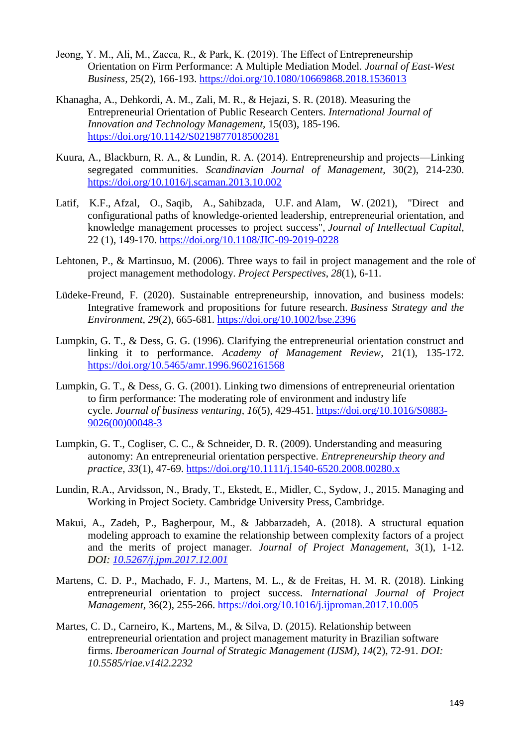Jeong, Y. M., Ali, M., Zacca, R., & Park, K. (2019). The Effect of Entrepreneurship Orientation on Firm Performance: A Multiple Mediation Model. *Journal of East-West Business*, 25(2), 166-193. https://doi.org/10.1080/10669868.2018.1536013

Khanagha, A., Dehkordi, A. M., Zali, M. R., & Hejazi, S. R. (2018). Measuring the Entrepreneurial Orientation of Public Research Centers. *International Journal of Innovation and Technology Management*, 15(03), 185-196. https://doi.org/10.1142/S0219877018500281

Kuura, A., Blackburn, R. A., & Lundin, R. A. (2014). Entrepreneurship and projects—Linking segregated communities. *Scandinavian Journal of Management*, 30(2), 214-230. https://doi.org/10.1016/j.scaman.2013.10.002

Latif, K.F., Afzal, O., Saqib, A., Sahibzada, U.F. and Alam, W. (2021), "Direct and configurational paths of knowledge-oriented leadership, entrepreneurial orientation, and knowledge management processes to project success", *Journal of Intellectual Capital*, 22 (1), 149-170. https://doi.org/10.1108/JIC-09-2019-0228

Lehtonen, P., & Martinsuo, M. (2006). Three ways to fail in project management and the role of project management methodology. *Project Perspectives*, *28*(1), 6-11.

Lüdeke-Freund, F. (2020). Sustainable entrepreneurship, innovation, and business models: Integrative framework and propositions for future research. *Business Strategy and the Environment*, *29*(2), 665-681. https://doi.org/10.1002/bse.2396

Lumpkin, G. T., & Dess, G. G. (1996). Clarifying the entrepreneurial orientation construct and linking it to performance. *Academy of Management Review*, 21(1), 135-172. https://doi.org/10.5465/amr.1996.9602161568

Lumpkin, G. T., & Dess, G. G. (2001). Linking two dimensions of entrepreneurial orientation to firm performance: The moderating role of environment and industry life cycle. *Journal of business venturing*, *16*(5), 429-451. https://doi.org/10.1016/S0883-9026(00)00048-3

Lumpkin, G. T., Cogliser, C. C., & Schneider, D. R. (2009). Understanding and measuring autonomy: An entrepreneurial orientation perspective. *Entrepreneurship theory and practice*, *33*(1), 47-69. https://doi.org/10.1111/j.1540-6520.2008.00280.x

Lundin, R.A., Arvidsson, N., Brady, T., Ekstedt, E., Midler, C., Sydow, J., 2015. Managing and Working in Project Society. Cambridge University Press, Cambridge.

Makui, A., Zadeh, P., Bagherpour, M., & Jabbarzadeh, A. (2018). A structural equation modeling approach to examine the relationship between complexity factors of a project and the merits of project manager. *Journal of Project Management*, 3(1), 1-12. *DOI: 10.5267/j.jpm.2017.12.001*

Martens, C. D. P., Machado, F. J., Martens, M. L., & de Freitas, H. M. R. (2018). Linking entrepreneurial orientation to project success. *International Journal of Project Management*, 36(2), 255-266. https://doi.org/10.1016/j.ijproman.2017.10.005

Martes, C. D., Carneiro, K., Martens, M., & Silva, D. (2015). Relationship between entrepreneurial orientation and project management maturity in Brazilian software firms. *Iberoamerican Journal of Strategic Management (IJSM)*, *14*(2), 72-91. *DOI: 10.5585/riae.v14i2.2232*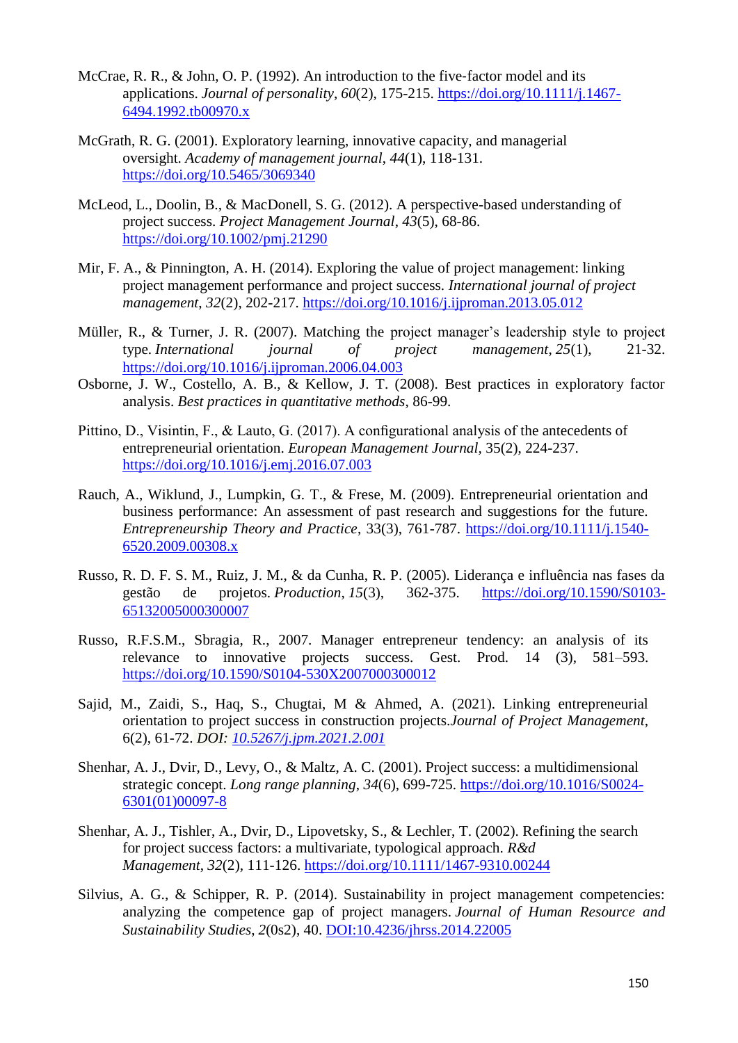McCrae, R. R., & John, O. P. (1992). An introduction to the five‐factor model and its applications. *Journal of personality*, *60*(2), 175-215. https://doi.org/10.1111/j.1467-6494.1992.tb00970.x

McGrath, R. G. (2001). Exploratory learning, innovative capacity, and managerial oversight. *Academy of management journal*, *44*(1), 118-131. https://doi.org/10.5465/3069340

McLeod, L., Doolin, B., & MacDonell, S. G. (2012). A perspective‐based understanding of project success. *Project Management Journal*, *43*(5), 68-86. https://doi.org/10.1002/pmj.21290

Mir, F. A., & Pinnington, A. H. (2014). Exploring the value of project management: linking project management performance and project success. *International journal of project management*, *32*(2), 202-217. https://doi.org/10.1016/j.ijproman.2013.05.012

Müller, R., & Turner, J. R. (2007). Matching the project manager's leadership style to project type. *International journal of project management*, *25*(1), 21-32. https://doi.org/10.1016/j.ijproman.2006.04.003

Osborne, J. W., Costello, A. B., & Kellow, J. T. (2008). Best practices in exploratory factor analysis. *Best practices in quantitative methods*, 86-99.

Pittino, D., Visintin, F., & Lauto, G. (2017). A configurational analysis of the antecedents of entrepreneurial orientation. *European Management Journal,* 35(2), 224-237. https://doi.org/10.1016/j.emj.2016.07.003

Rauch, A., Wiklund, J., Lumpkin, G. T., & Frese, M. (2009). Entrepreneurial orientation and business performance: An assessment of past research and suggestions for the future. *Entrepreneurship Theory and Practice*, 33(3), 761-787. https://doi.org/10.1111/j.1540-6520.2009.00308.x

Russo, R. D. F. S. M., Ruiz, J. M., & da Cunha, R. P. (2005). Liderança e influência nas fases da gestão de projetos. *Production*, *15*(3), 362-375. https://doi.org/10.1590/S0103-65132005000300007

Russo, R.F.S.M., Sbragia, R., 2007. Manager entrepreneur tendency: an analysis of its relevance to innovative projects success. Gest. Prod. 14 (3), 581–593. https://doi.org/10.1590/S0104-530X2007000300012

Sajid, M., Zaidi, S., Haq, S., Chugtai, M & Ahmed, A. (2021). Linking entrepreneurial orientation to project success in construction projects.*Journal of Project Management*, 6(2), 61-72. *DOI: 10.5267/j.jpm.2021.2.001*

Shenhar, A. J., Dvir, D., Levy, O., & Maltz, A. C. (2001). Project success: a multidimensional strategic concept. *Long range planning*, *34*(6), 699-725. https://doi.org/10.1016/S0024-6301(01)00097-8

Shenhar, A. J., Tishler, A., Dvir, D., Lipovetsky, S., & Lechler, T. (2002). Refining the search for project success factors: a multivariate, typological approach. *R&d Management*, *32*(2), 111-126. https://doi.org/10.1111/1467-9310.00244

Silvius, A. G., & Schipper, R. P. (2014). Sustainability in project management competencies: analyzing the competence gap of project managers. *Journal of Human Resource and Sustainability Studies*, *2*(0s2), 40. DOI:10.4236/jhrss.2014.22005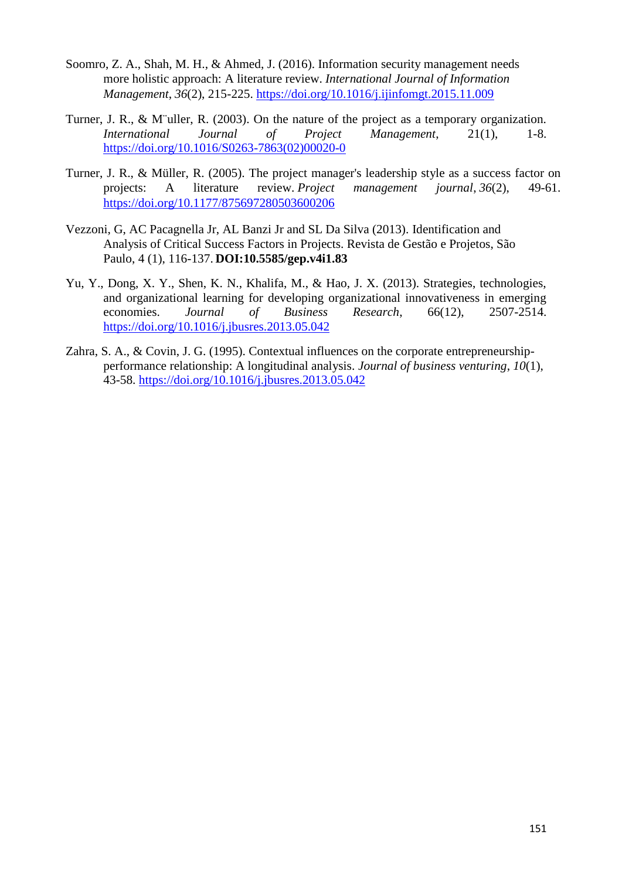Soomro, Z. A., Shah, M. H., & Ahmed, J. (2016). Information security management needs more holistic approach: A literature review. *International Journal of Information Management*, *36*(2), 215-225. https://doi.org/10.1016/j.ijinfomgt.2015.11.009

Turner, J. R., & M¨uller, R. (2003). On the nature of the project as a temporary organization. *International Journal of Project Management*, 21(1), 1-8. https://doi.org/10.1016/S0263-7863(02)00020-0

Turner, J. R., & Müller, R. (2005). The project manager's leadership style as a success factor on projects: A literature review. *Project management journal*, *36*(2), 49-61. https://doi.org/10.1177/875697280503600206

Vezzoni, G, AC Pacagnella Jr, AL Banzi Jr and SL Da Silva (2013). Identification and Analysis of Critical Success Factors in Projects. Revista de Gestão e Projetos, São Paulo, 4 (1), 116-137. **DOI:10.5585/gep.v4i1.83**

Yu, Y., Dong, X. Y., Shen, K. N., Khalifa, M., & Hao, J. X. (2013). Strategies, technologies, and organizational learning for developing organizational innovativeness in emerging economies. *Journal of Business Research*, 66(12), 2507-2514. https://doi.org/10.1016/j.jbusres.2013.05.042

Zahra, S. A., & Covin, J. G. (1995). Contextual influences on the corporate entrepreneurship-performance relationship: A longitudinal analysis. *Journal of business venturing*, *10*(1), 43-58. https://doi.org/10.1016/j.jbusres.2013.05.042